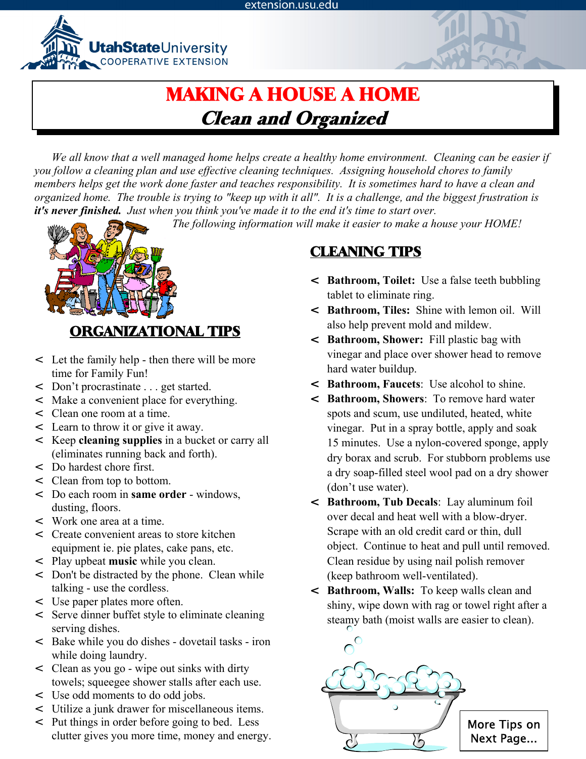extension.usu.edu

Utah State University COOPERATIVE EXTENSION

# MAKING A HOUSE A HOME
## *Clean and Organized*

*We all know that a well managed home helps create a healthy home environment. Cleaning can be easier if you follow a cleaning plan and use effective cleaning techniques. Assigning household chores to family members helps get the work done faster and teaches responsibility. It is sometimes hard to have a clean and organized home. The trouble is trying to "keep up with it all". It is a challenge, and the biggest frustration is **it's never finished.** Just when you think you've made it to the end it's time to start over.*

*The following information will make it easier to make a house your HOME!*

## ORGANIZATIONAL TIPS

- Let the family help - then there will be more time for Family Fun!
- Don't procrastinate . . . get started.
- Make a convenient place for everything.
- Clean one room at a time.
- Learn to throw it or give it away.
- Keep **cleaning supplies** in a bucket or carry all (eliminates running back and forth).
- Do hardest chore first.
- Clean from top to bottom.
- Do each room in **same order** - windows, dusting, floors.
- Work one area at a time.
- Create convenient areas to store kitchen equipment ie. pie plates, cake pans, etc.
- Play upbeat **music** while you clean.
- Don't be distracted by the phone. Clean while talking - use the cordless.
- Use paper plates more often.
- Serve dinner buffet style to eliminate cleaning serving dishes.
- Bake while you do dishes - dovetail tasks - iron while doing laundry.
- Clean as you go - wipe out sinks with dirty towels; squeegee shower stalls after each use.
- Use odd moments to do odd jobs.
- Utilize a junk drawer for miscellaneous items.
- Put things in order before going to bed. Less clutter gives you more time, money and energy.

## CLEANING TIPS

- **Bathroom, Toilet:** Use a false teeth bubbling tablet to eliminate ring.
- **Bathroom, Tiles:** Shine with lemon oil. Will also help prevent mold and mildew.
- **Bathroom, Shower:** Fill plastic bag with vinegar and place over shower head to remove hard water buildup.
- **Bathroom, Faucets**: Use alcohol to shine.
- **Bathroom, Showers**: To remove hard water spots and scum, use undiluted, heated, white vinegar. Put in a spray bottle, apply and soak 15 minutes. Use a nylon-covered sponge, apply dry borax and scrub. For stubborn problems use a dry soap-filled steel wool pad on a dry shower (don't use water).
- **Bathroom, Tub Decals**: Lay aluminum foil over decal and heat well with a blow-dryer. Scrape with an old credit card or thin, dull object. Continue to heat and pull until removed. Clean residue by using nail polish remover (keep bathroom well-ventilated).
- **Bathroom, Walls:** To keep walls clean and shiny, wipe down with rag or towel right after a steamy bath (moist walls are easier to clean).

More Tips on Next Page...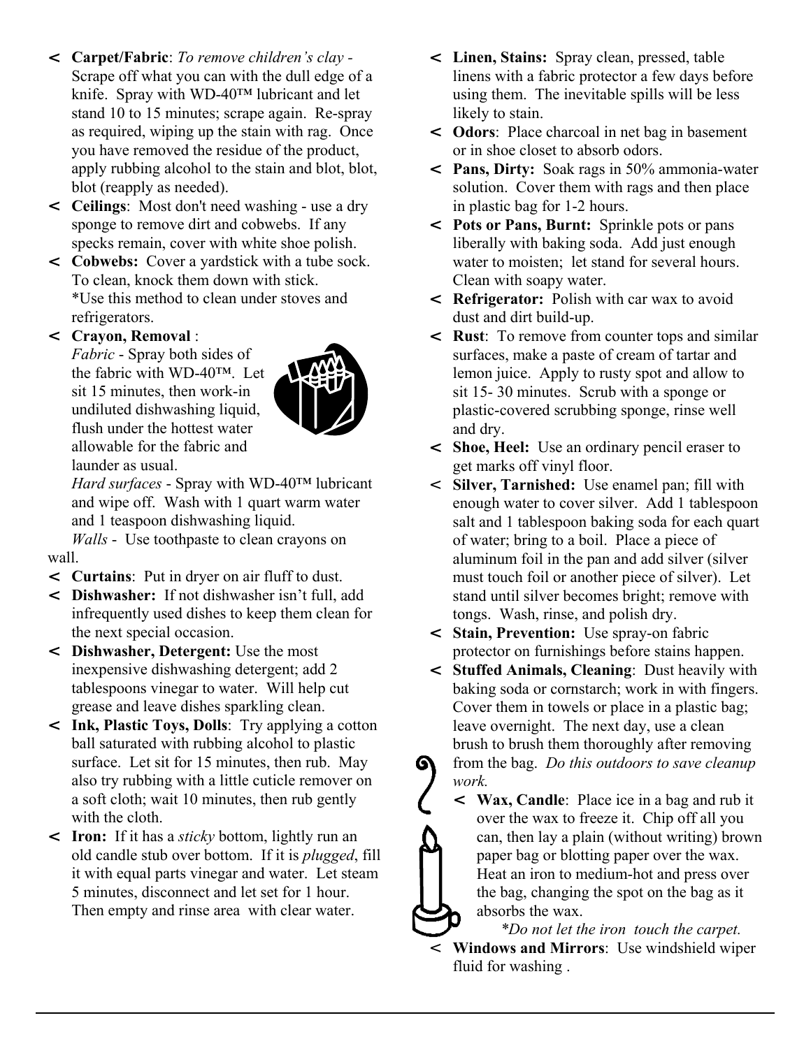- **Carpet/Fabric**: *To remove children's clay* - Scrape off what you can with the dull edge of a knife. Spray with WD-40™ lubricant and let stand 10 to 15 minutes; scrape again. Re-spray as required, wiping up the stain with rag. Once you have removed the residue of the product, apply rubbing alcohol to the stain and blot, blot, blot (reapply as needed).
- **Ceilings**: Most don't need washing - use a dry sponge to remove dirt and cobwebs. If any specks remain, cover with white shoe polish.
- **Cobwebs:** Cover a yardstick with a tube sock. To clean, knock them down with stick. *Use this method to clean under stoves and refrigerators.
- **Crayon, Removal** :
  *Fabric* - Spray both sides of the fabric with WD-40™. Let sit 15 minutes, then work-in undiluted dishwashing liquid, flush under the hottest water allowable for the fabric and launder as usual.
  *Hard surfaces* - Spray with WD-40™ lubricant and wipe off. Wash with 1 quart warm water and 1 teaspoon dishwashing liquid.
  *Walls* - Use toothpaste to clean crayons on wall.
- **Curtains**: Put in dryer on air fluff to dust.
- **Dishwasher:** If not dishwasher isn't full, add infrequently used dishes to keep them clean for the next special occasion.
- **Dishwasher, Detergent:** Use the most inexpensive dishwashing detergent; add 2 tablespoons vinegar to water. Will help cut grease and leave dishes sparkling clean.
- **Ink, Plastic Toys, Dolls**: Try applying a cotton ball saturated with rubbing alcohol to plastic surface. Let sit for 15 minutes, then rub. May also try rubbing with a little cuticle remover on a soft cloth; wait 10 minutes, then rub gently with the cloth.
- **Iron:** If it has a *sticky* bottom, lightly run an old candle stub over bottom. If it is *plugged*, fill it with equal parts vinegar and water. Let steam 5 minutes, disconnect and let set for 1 hour. Then empty and rinse area with clear water.
- **Linen, Stains:** Spray clean, pressed, table linens with a fabric protector a few days before using them. The inevitable spills will be less likely to stain.
- **Odors**: Place charcoal in net bag in basement or in shoe closet to absorb odors.
- **Pans, Dirty:** Soak rags in 50% ammonia-water solution. Cover them with rags and then place in plastic bag for 1-2 hours.
- **Pots or Pans, Burnt:** Sprinkle pots or pans liberally with baking soda. Add just enough water to moisten; let stand for several hours. Clean with soapy water.
- **Refrigerator:** Polish with car wax to avoid dust and dirt build-up.
- **Rust**: To remove from counter tops and similar surfaces, make a paste of cream of tartar and lemon juice. Apply to rusty spot and allow to sit 15- 30 minutes. Scrub with a sponge or plastic-covered scrubbing sponge, rinse well and dry.
- **Shoe, Heel:** Use an ordinary pencil eraser to get marks off vinyl floor.
- **Silver, Tarnished:** Use enamel pan; fill with enough water to cover silver. Add 1 tablespoon salt and 1 tablespoon baking soda for each quart of water; bring to a boil. Place a piece of aluminum foil in the pan and add silver (silver must touch foil or another piece of silver). Let stand until silver becomes bright; remove with tongs. Wash, rinse, and polish dry.
- **Stain, Prevention:** Use spray-on fabric protector on furnishings before stains happen.
- **Stuffed Animals, Cleaning**: Dust heavily with baking soda or cornstarch; work in with fingers. Cover them in towels or place in a plastic bag; leave overnight. The next day, use a clean brush to brush them thoroughly after removing from the bag. *Do this outdoors to save cleanup work.*
- **Wax, Candle**: Place ice in a bag and rub it over the wax to freeze it. Chip off all you can, then lay a plain (without writing) brown paper bag or blotting paper over the wax. Heat an iron to medium-hot and press over the bag, changing the spot on the bag as it absorbs the wax.
  **Do not let the iron touch the carpet.*
- **Windows and Mirrors**: Use windshield wiper fluid for washing .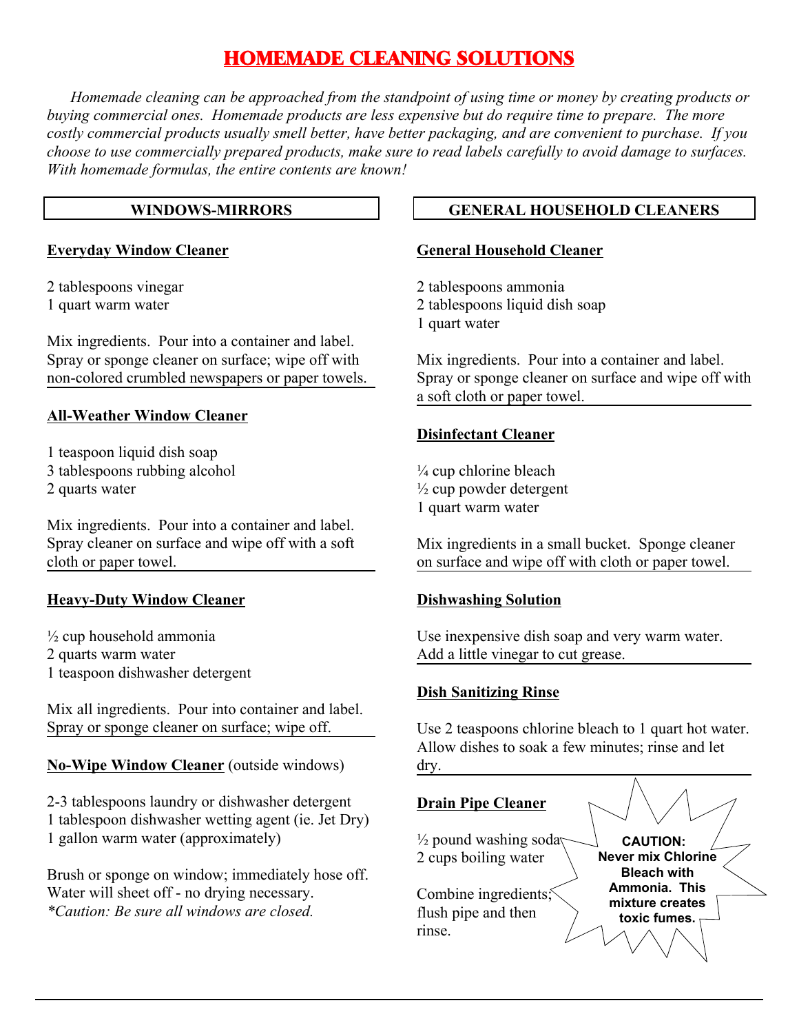# HOMEMADE CLEANING SOLUTIONS

*Homemade cleaning can be approached from the standpoint of using time or money by creating products or buying commercial ones. Homemade products are less expensive but do require time to prepare. The more costly commercial products usually smell better, have better packaging, and are convenient to purchase. If you choose to use commercially prepared products, make sure to read labels carefully to avoid damage to surfaces. With homemade formulas, the entire contents are known!*

## WINDOWS-MIRRORS

### Everyday Window Cleaner

2 tablespoons vinegar
1 quart warm water

Mix ingredients. Pour into a container and label. Spray or sponge cleaner on surface; wipe off with non-colored crumbled newspapers or paper towels.

### All-Weather Window Cleaner

1 teaspoon liquid dish soap
3 tablespoons rubbing alcohol
2 quarts water

Mix ingredients. Pour into a container and label. Spray cleaner on surface and wipe off with a soft cloth or paper towel.

### Heavy-Duty Window Cleaner

½ cup household ammonia
2 quarts warm water
1 teaspoon dishwasher detergent

Mix all ingredients. Pour into container and label. Spray or sponge cleaner on surface; wipe off.

### No-Wipe Window Cleaner (outside windows)

2-3 tablespoons laundry or dishwasher detergent
1 tablespoon dishwasher wetting agent (ie. Jet Dry)
1 gallon warm water (approximately)

Brush or sponge on window; immediately hose off. Water will sheet off - no drying necessary.
*\*Caution: Be sure all windows are closed.*

## GENERAL HOUSEHOLD CLEANERS

### General Household Cleaner

2 tablespoons ammonia
2 tablespoons liquid dish soap
1 quart water

Mix ingredients. Pour into a container and label. Spray or sponge cleaner on surface and wipe off with a soft cloth or paper towel.

### Disinfectant Cleaner

¼ cup chlorine bleach
½ cup powder detergent
1 quart warm water

Mix ingredients in a small bucket. Sponge cleaner on surface and wipe off with cloth or paper towel.

### Dishwashing Solution

Use inexpensive dish soap and very warm water. Add a little vinegar to cut grease.

### Dish Sanitizing Rinse

Use 2 teaspoons chlorine bleach to 1 quart hot water. Allow dishes to soak a few minutes; rinse and let dry.

### Drain Pipe Cleaner

½ pound washing soda
2 cups boiling water

Combine ingredients; flush pipe and then rinse.

**CAUTION: Never mix Chlorine Bleach with Ammonia. This mixture creates toxic fumes.**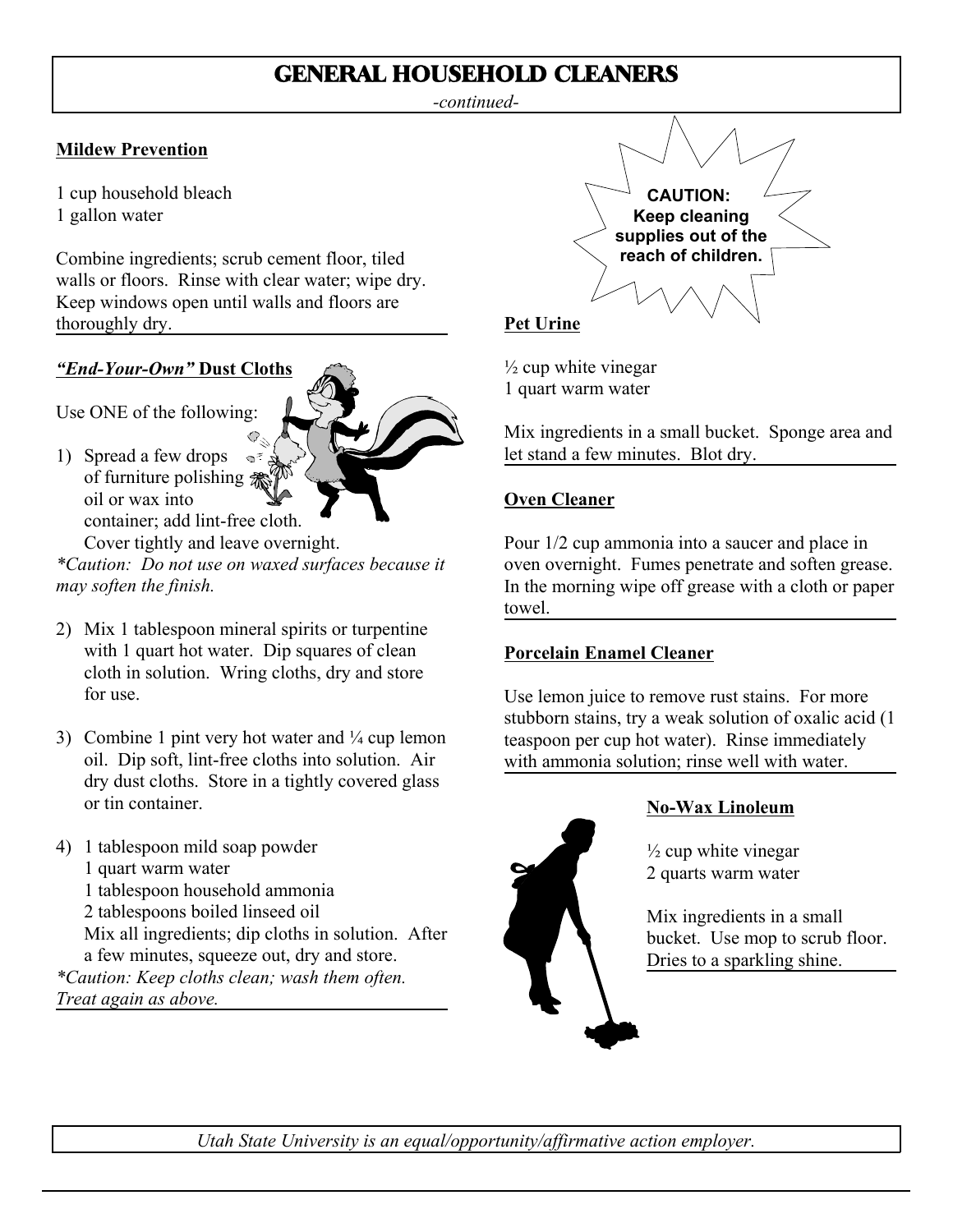# GENERAL HOUSEHOLD CLEANERS

*-continued-*

### Mildew Prevention

1 cup household bleach
1 gallon water

Combine ingredients; scrub cement floor, tiled walls or floors. Rinse with clear water; wipe dry. Keep windows open until walls and floors are thoroughly dry.

### *"End-Your-Own"* Dust Cloths

Use ONE of the following:

1) Spread a few drops of furniture polishing oil or wax into container; add lint-free cloth. Cover tightly and leave overnight.

*\*Caution: Do not use on waxed surfaces because it may soften the finish.*

2) Mix 1 tablespoon mineral spirits or turpentine with 1 quart hot water. Dip squares of clean cloth in solution. Wring cloths, dry and store for use.

3) Combine 1 pint very hot water and ¼ cup lemon oil. Dip soft, lint-free cloths into solution. Air dry dust cloths. Store in a tightly covered glass or tin container.

4) 1 tablespoon mild soap powder
   1 quart warm water
   1 tablespoon household ammonia
   2 tablespoons boiled linseed oil
   Mix all ingredients; dip cloths in solution. After a few minutes, squeeze out, dry and store.

*\*Caution: Keep cloths clean; wash them often. Treat again as above.*

**CAUTION: Keep cleaning supplies out of the reach of children.**

### Pet Urine

½ cup white vinegar
1 quart warm water

Mix ingredients in a small bucket. Sponge area and let stand a few minutes. Blot dry.

### Oven Cleaner

Pour 1/2 cup ammonia into a saucer and place in oven overnight. Fumes penetrate and soften grease. In the morning wipe off grease with a cloth or paper towel.

### Porcelain Enamel Cleaner

Use lemon juice to remove rust stains. For more stubborn stains, try a weak solution of oxalic acid (1 teaspoon per cup hot water). Rinse immediately with ammonia solution; rinse well with water.

### No-Wax Linoleum

½ cup white vinegar
2 quarts warm water

Mix ingredients in a small bucket. Use mop to scrub floor. Dries to a sparkling shine.

*Utah State University is an equal/opportunity/affirmative action employer.*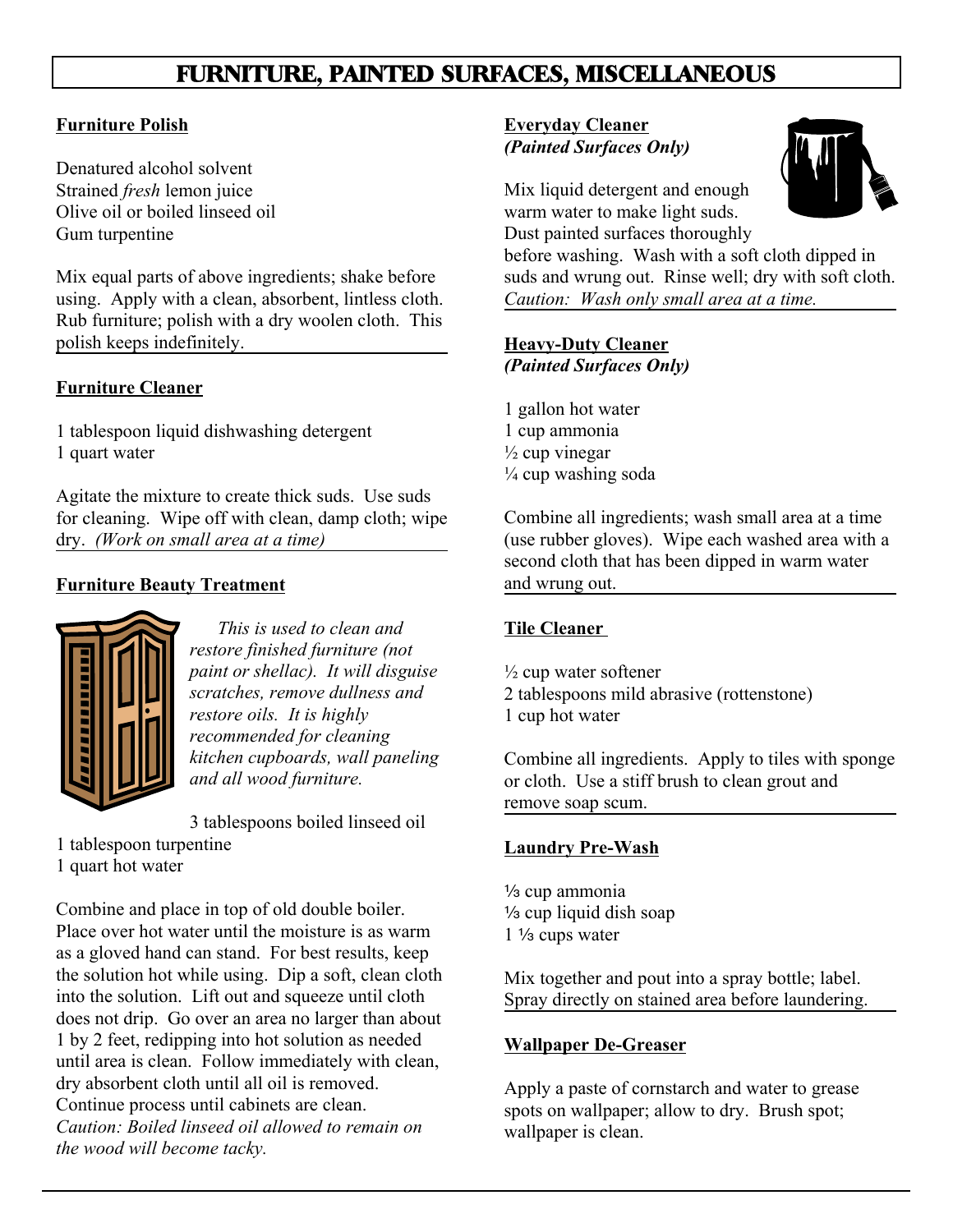# FURNITURE, PAINTED SURFACES, MISCELLANEOUS

## Furniture Polish

Denatured alcohol solvent
Strained *fresh* lemon juice
Olive oil or boiled linseed oil
Gum turpentine

Mix equal parts of above ingredients; shake before using. Apply with a clean, absorbent, lintless cloth. Rub furniture; polish with a dry woolen cloth. This polish keeps indefinitely.

## Furniture Cleaner

1 tablespoon liquid dishwashing detergent
1 quart water

Agitate the mixture to create thick suds. Use suds for cleaning. Wipe off with clean, damp cloth; wipe dry. *(Work on small area at a time)*

## Furniture Beauty Treatment

*This is used to clean and restore finished furniture (not paint or shellac). It will disguise scratches, remove dullness and restore oils. It is highly recommended for cleaning kitchen cupboards, wall paneling and all wood furniture.*

3 tablespoons boiled linseed oil
1 tablespoon turpentine
1 quart hot water

Combine and place in top of old double boiler. Place over hot water until the moisture is as warm as a gloved hand can stand. For best results, keep the solution hot while using. Dip a soft, clean cloth into the solution. Lift out and squeeze until cloth does not drip. Go over an area no larger than about 1 by 2 feet, redipping into hot solution as needed until area is clean. Follow immediately with clean, dry absorbent cloth until all oil is removed. Continue process until cabinets are clean. *Caution: Boiled linseed oil allowed to remain on the wood will become tacky.*

## Everyday Cleaner
***(Painted Surfaces Only)***

Mix liquid detergent and enough warm water to make light suds. Dust painted surfaces thoroughly before washing. Wash with a soft cloth dipped in suds and wrung out. Rinse well; dry with soft cloth. *Caution: Wash only small area at a time.*

## Heavy-Duty Cleaner
***(Painted Surfaces Only)***

1 gallon hot water
1 cup ammonia
½ cup vinegar
¼ cup washing soda

Combine all ingredients; wash small area at a time (use rubber gloves). Wipe each washed area with a second cloth that has been dipped in warm water and wrung out.

## Tile Cleaner

½ cup water softener
2 tablespoons mild abrasive (rottenstone)
1 cup hot water

Combine all ingredients. Apply to tiles with sponge or cloth. Use a stiff brush to clean grout and remove soap scum.

## Laundry Pre-Wash

⅓ cup ammonia
⅓ cup liquid dish soap
1 ⅓ cups water

Mix together and pout into a spray bottle; label. Spray directly on stained area before laundering.

## Wallpaper De-Greaser

Apply a paste of cornstarch and water to grease spots on wallpaper; allow to dry. Brush spot; wallpaper is clean.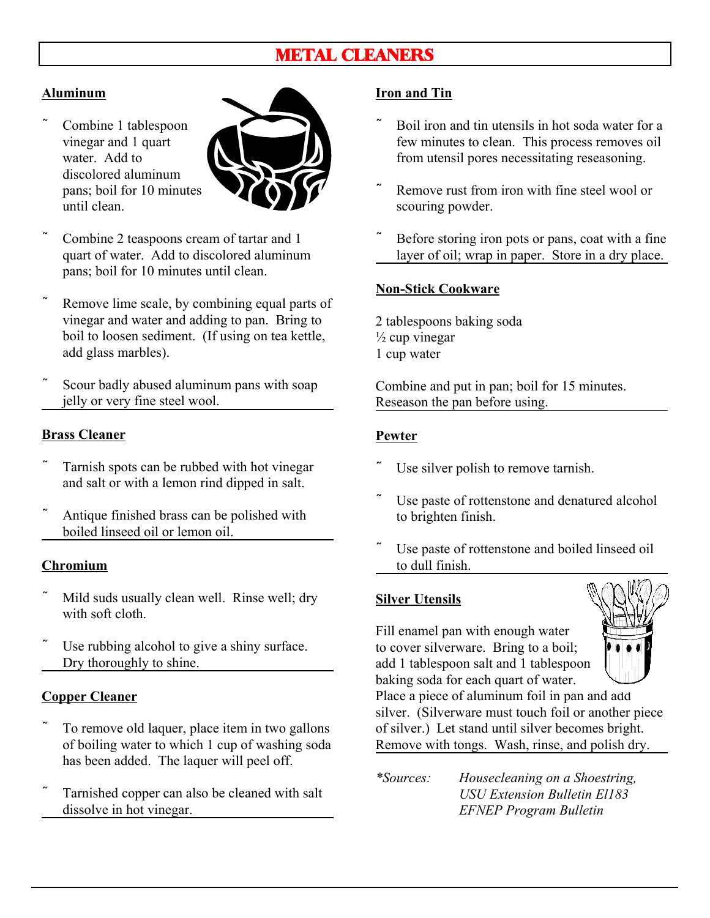# METAL CLEANERS

## Aluminum

- Combine 1 tablespoon vinegar and 1 quart water. Add to discolored aluminum pans; boil for 10 minutes until clean.
- Combine 2 teaspoons cream of tartar and 1 quart of water. Add to discolored aluminum pans; boil for 10 minutes until clean.
- Remove lime scale, by combining equal parts of vinegar and water and adding to pan. Bring to boil to loosen sediment. (If using on tea kettle, add glass marbles).
- Scour badly abused aluminum pans with soap jelly or very fine steel wool.

## Brass Cleaner

- Tarnish spots can be rubbed with hot vinegar and salt or with a lemon rind dipped in salt.
- Antique finished brass can be polished with boiled linseed oil or lemon oil.

## Chromium

- Mild suds usually clean well. Rinse well; dry with soft cloth.
- Use rubbing alcohol to give a shiny surface. Dry thoroughly to shine.

## Copper Cleaner

- To remove old laquer, place item in two gallons of boiling water to which 1 cup of washing soda has been added. The laquer will peel off.
- Tarnished copper can also be cleaned with salt dissolve in hot vinegar.

## Iron and Tin

- Boil iron and tin utensils in hot soda water for a few minutes to clean. This process removes oil from utensil pores necessitating reseasoning.
- Remove rust from iron with fine steel wool or scouring powder.
- Before storing iron pots or pans, coat with a fine layer of oil; wrap in paper. Store in a dry place.

## Non-Stick Cookware

2 tablespoons baking soda
½ cup vinegar
1 cup water

Combine and put in pan; boil for 15 minutes. Reseason the pan before using.

## Pewter

- Use silver polish to remove tarnish.
- Use paste of rottenstone and denatured alcohol to brighten finish.
- Use paste of rottenstone and boiled linseed oil to dull finish.

## Silver Utensils

Fill enamel pan with enough water to cover silverware. Bring to a boil; add 1 tablespoon salt and 1 tablespoon baking soda for each quart of water. Place a piece of aluminum foil in pan and add silver. (Silverware must touch foil or another piece of silver.) Let stand until silver becomes bright. Remove with tongs. Wash, rinse, and polish dry.

*\*Sources:* *Housecleaning on a Shoestring,*
*USU Extension Bulletin El183*
*EFNEP Program Bulletin*